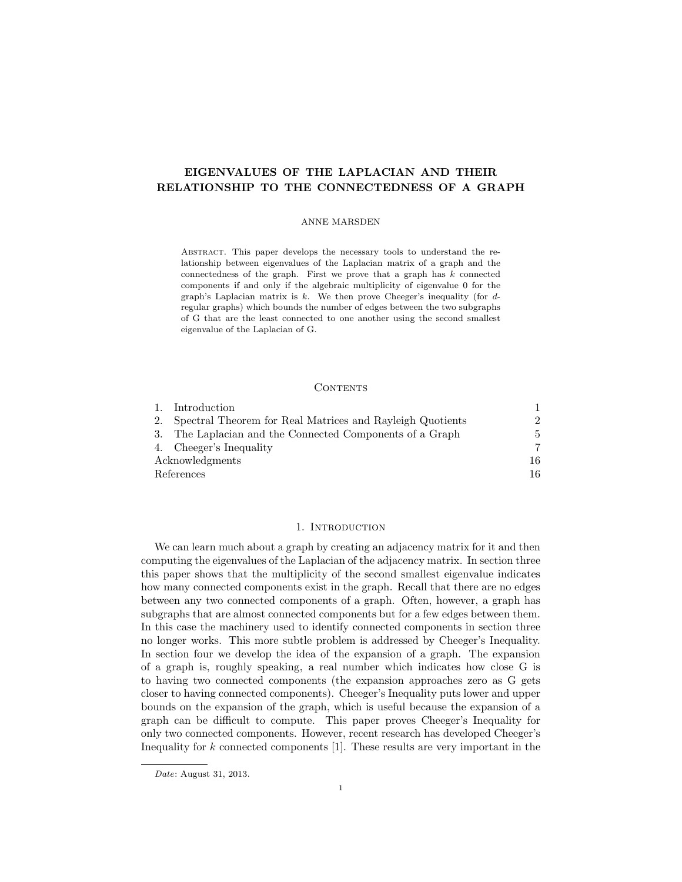# EIGENVALUES OF THE LAPLACIAN AND THEIR RELATIONSHIP TO THE CONNECTEDNESS OF A GRAPH

ANNE MARSDEN

Abstract. This paper develops the necessary tools to understand the relationship between eigenvalues of the Laplacian matrix of a graph and the connectedness of the graph. First we prove that a graph has $k$ connected components if and only if the algebraic multiplicity of eigenvalue 0 for the graph's Laplacian matrix is $k$. We then prove Cheeger's inequality (for $d$-regular graphs) which bounds the number of edges between the two subgraphs of G that are the least connected to one another using the second smallest eigenvalue of the Laplacian of G.

## Contents

| | |
|---|---|
| 1. Introduction | 1 |
| 2. Spectral Theorem for Real Matrices and Rayleigh Quotients | 2 |
| 3. The Laplacian and the Connected Components of a Graph | 5 |
| 4. Cheeger's Inequality | 7 |
| Acknowledgments | 16 |
| References | 16 |

## 1. Introduction

We can learn much about a graph by creating an adjacency matrix for it and then computing the eigenvalues of the Laplacian of the adjacency matrix. In section three this paper shows that the multiplicity of the second smallest eigenvalue indicates how many connected components exist in the graph. Recall that there are no edges between any two connected components of a graph. Often, however, a graph has subgraphs that are almost connected components but for a few edges between them. In this case the machinery used to identify connected components in section three no longer works. This more subtle problem is addressed by Cheeger's Inequality. In section four we develop the idea of the expansion of a graph. The expansion of a graph is, roughly speaking, a real number which indicates how close G is to having two connected components (the expansion approaches zero as G gets closer to having connected components). Cheeger's Inequality puts lower and upper bounds on the expansion of the graph, which is useful because the expansion of a graph can be difficult to compute. This paper proves Cheeger's Inequality for only two connected components. However, recent research has developed Cheeger's Inequality for $k$ connected components [1]. These results are very important in the

*Date*: August 31, 2013.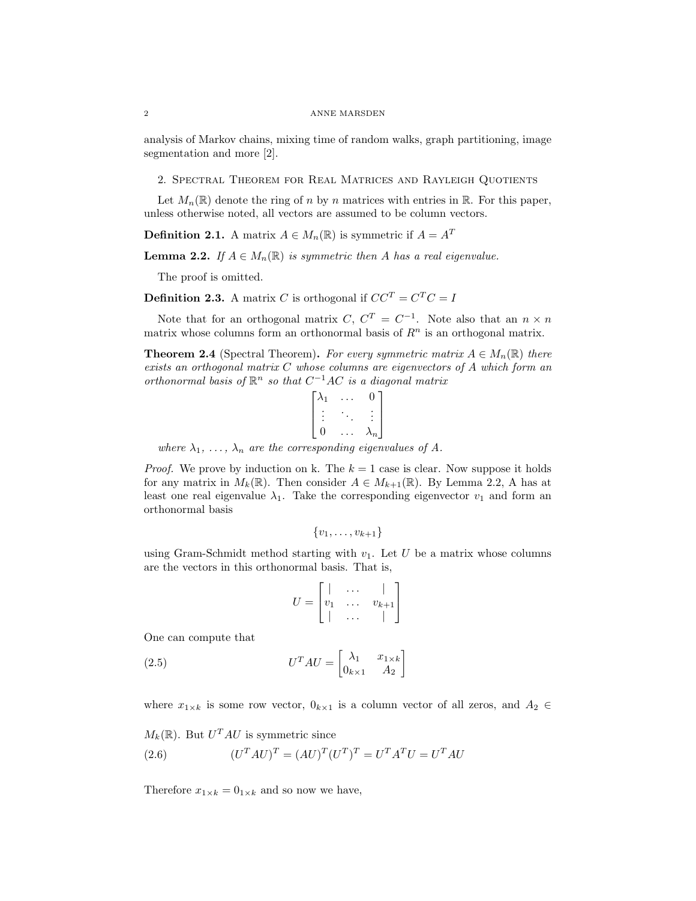analysis of Markov chains, mixing time of random walks, graph partitioning, image segmentation and more [2].

## 2. Spectral Theorem for Real Matrices and Rayleigh Quotients

Let $M_n(\mathbb{R})$ denote the ring of $n$ by $n$ matrices with entries in $\mathbb{R}$. For this paper, unless otherwise noted, all vectors are assumed to be column vectors.

**Definition 2.1.** A matrix $A \in M_n(\mathbb{R})$ is symmetric if $A = A^T$

**Lemma 2.2.** *If $A \in M_n(\mathbb{R})$ is symmetric then $A$ has a real eigenvalue.*

The proof is omitted.

**Definition 2.3.** A matrix $C$ is orthogonal if $CC^T = C^T C = I$

Note that for an orthogonal matrix $C$, $C^T = C^{-1}$. Note also that an $n \times n$ matrix whose columns form an orthonormal basis of $R^n$ is an orthogonal matrix.

**Theorem 2.4** (Spectral Theorem)**.** *For every symmetric matrix $A \in M_n(\mathbb{R})$ there exists an orthogonal matrix $C$ whose columns are eigenvectors of $A$ which form an orthonormal basis of $\mathbb{R}^n$ so that $C^{-1}AC$ is a diagonal matrix*

$$\begin{bmatrix} \lambda_1 & \dots & 0 \\ \vdots & \ddots & \vdots \\ 0 & \dots & \lambda_n \end{bmatrix}$$

*where $\lambda_1, \dots, \lambda_n$ are the corresponding eigenvalues of $A$.*

*Proof.* We prove by induction on k. The $k = 1$ case is clear. Now suppose it holds for any matrix in $M_k(\mathbb{R})$. Then consider $A \in M_{k+1}(\mathbb{R})$. By Lemma 2.2, A has at least one real eigenvalue $\lambda_1$. Take the corresponding eigenvector $v_1$ and form an orthonormal basis

$$\{v_1, \dots, v_{k+1}\}$$

using Gram-Schmidt method starting with $v_1$. Let $U$ be a matrix whose columns are the vectors in this orthonormal basis. That is,

$$U = \begin{bmatrix} | & \dots & | \\ v_1 & \dots & v_{k+1} \\ | & \dots & | \end{bmatrix}$$

One can compute that

$$U^T A U = \begin{bmatrix} \lambda_1 & x_{1 \times k} \\ 0_{k \times 1} & A_2 \end{bmatrix} \tag{2.5}$$

where $x_{1 \times k}$ is some row vector, $0_{k \times 1}$ is a column vector of all zeros, and $A_2 \in M_k(\mathbb{R})$. But $U^T A U$ is symmetric since

$$(U^T A U)^T = (AU)^T (U^T)^T = U^T A^T U = U^T A U \tag{2.6}$$

Therefore $x_{1 \times k} = 0_{1 \times k}$ and so now we have,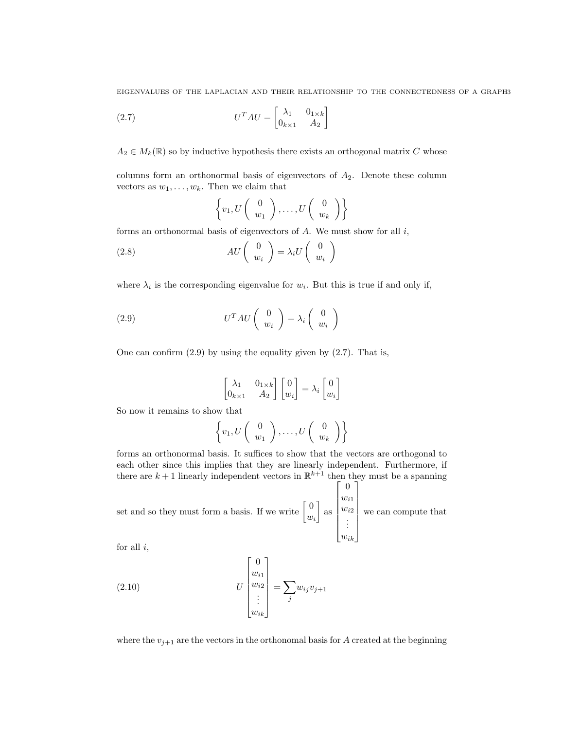$$U^T A U = \begin{bmatrix} \lambda_1 & 0_{1\times k} \\ 0_{k\times 1} & A_2 \end{bmatrix} \tag{2.7}$$

$A_2 \in M_k(\mathbb{R})$ so by inductive hypothesis there exists an orthogonal matrix $C$ whose

columns form an orthonormal basis of eigenvectors of $A_2$. Denote these column vectors as $w_1, \ldots, w_k$. Then we claim that

$$\left\{ v_1, U\begin{pmatrix} 0 \\ w_1 \end{pmatrix}, \ldots, U\begin{pmatrix} 0 \\ w_k \end{pmatrix} \right\}$$

forms an orthonormal basis of eigenvectors of $A$. We must show for all $i$,

$$AU\begin{pmatrix} 0 \\ w_i \end{pmatrix} = \lambda_i U\begin{pmatrix} 0 \\ w_i \end{pmatrix} \tag{2.8}$$

where $\lambda_i$ is the corresponding eigenvalue for $w_i$. But this is true if and only if,

$$U^T A U\begin{pmatrix} 0 \\ w_i \end{pmatrix} = \lambda_i \begin{pmatrix} 0 \\ w_i \end{pmatrix} \tag{2.9}$$

One can confirm (2.9) by using the equality given by (2.7). That is,

$$\begin{bmatrix} \lambda_1 & 0_{1\times k} \\ 0_{k\times 1} & A_2 \end{bmatrix} \begin{bmatrix} 0 \\ w_i \end{bmatrix} = \lambda_i \begin{bmatrix} 0 \\ w_i \end{bmatrix}$$

So now it remains to show that

$$\left\{ v_1, U\begin{pmatrix} 0 \\ w_1 \end{pmatrix}, \ldots, U\begin{pmatrix} 0 \\ w_k \end{pmatrix} \right\}$$

forms an orthonormal basis. It suffices to show that the vectors are orthogonal to each other since this implies that they are linearly independent. Furthermore, if there are $k+1$ linearly independent vectors in $\mathbb{R}^{k+1}$ then they must be a spanning set and so they must form a basis. If we write $\begin{bmatrix} 0 \\ w_i \end{bmatrix}$ as $\begin{bmatrix} 0 \\ w_{i1} \\ w_{i2} \\ \vdots \\ w_{ik} \end{bmatrix}$ we can compute that for all $i$,

$$U\begin{bmatrix} 0 \\ w_{i1} \\ w_{i2} \\ \vdots \\ w_{ik} \end{bmatrix} = \sum_j w_{ij} v_{j+1} \tag{2.10}$$

where the $v_{j+1}$ are the vectors in the orthonomal basis for $A$ created at the beginning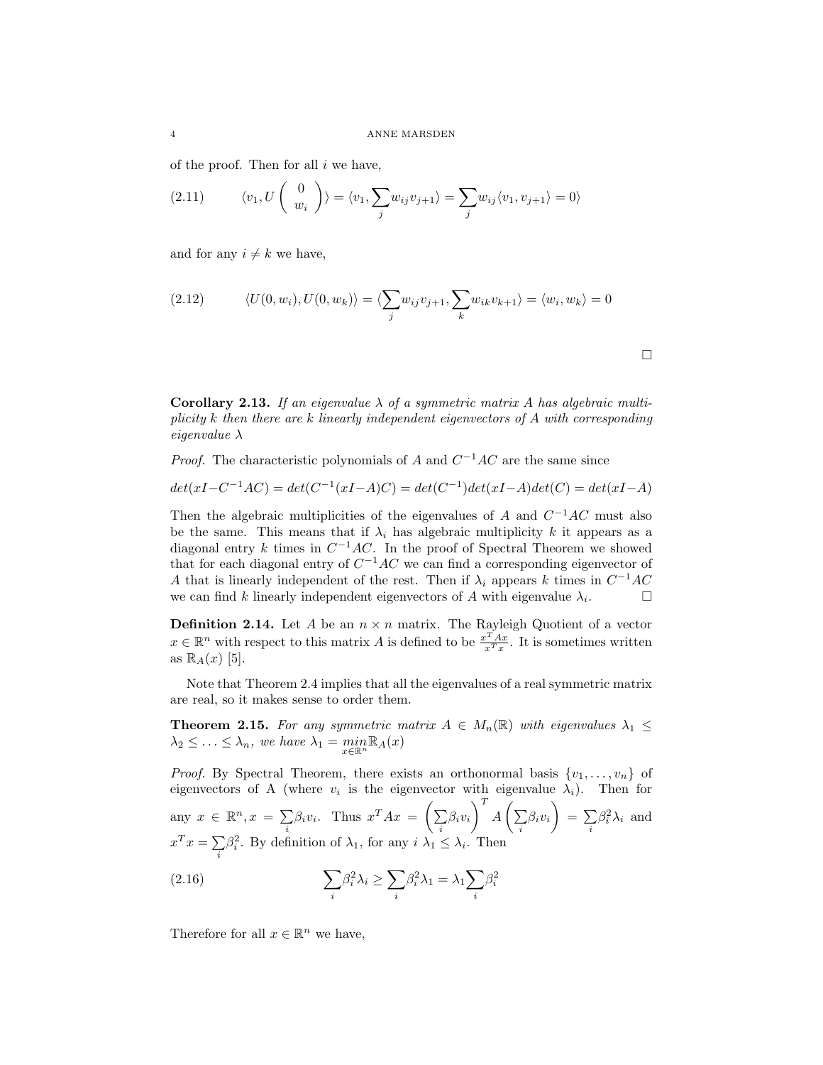of the proof. Then for all $i$ we have,

$$\langle v_1, U \begin{pmatrix} 0 \\ w_i \end{pmatrix} \rangle = \langle v_1, \sum_j w_{ij} v_{j+1} \rangle = \sum_j w_{ij} \langle v_1, v_{j+1} \rangle = 0 \rangle \tag{2.11}$$

and for any $i \neq k$ we have,

$$\langle U(0, w_i), U(0, w_k) \rangle = \langle \sum_j w_{ij} v_{j+1}, \sum_k w_{ik} v_{k+1} \rangle = \langle w_i, w_k \rangle = 0 \tag{2.12}$$

□

**Corollary 2.13.** *If an eigenvalue $\lambda$ of a symmetric matrix $A$ has algebraic multiplicity $k$ then there are $k$ linearly independent eigenvectors of $A$ with corresponding eigenvalue $\lambda$*

*Proof.* The characteristic polynomials of $A$ and $C^{-1}AC$ are the same since

$$det(xI - C^{-1}AC) = det(C^{-1}(xI - A)C) = det(C^{-1})det(xI - A)det(C) = det(xI - A)$$

Then the algebraic multiplicities of the eigenvalues of $A$ and $C^{-1}AC$ must also be the same. This means that if $\lambda_i$ has algebraic multiplicity $k$ it appears as a diagonal entry $k$ times in $C^{-1}AC$. In the proof of Spectral Theorem we showed that for each diagonal entry of $C^{-1}AC$ we can find a corresponding eigenvector of $A$ that is linearly independent of the rest. Then if $\lambda_i$ appears $k$ times in $C^{-1}AC$ we can find $k$ linearly independent eigenvectors of $A$ with eigenvalue $\lambda_i$. □

**Definition 2.14.** Let $A$ be an $n \times n$ matrix. The Rayleigh Quotient of a vector $x \in \mathbb{R}^n$ with respect to this matrix $A$ is defined to be $\frac{x^T A x}{x^T x}$. It is sometimes written as $\mathbb{R}_A(x)$ [5].

Note that Theorem 2.4 implies that all the eigenvalues of a real symmetric matrix are real, so it makes sense to order them.

**Theorem 2.15.** *For any symmetric matrix $A \in M_n(\mathbb{R})$ with eigenvalues $\lambda_1 \leq \lambda_2 \leq \ldots \leq \lambda_n$, we have $\lambda_1 = \min_{x \in \mathbb{R}^n} \mathbb{R}_A(x)$*

*Proof.* By Spectral Theorem, there exists an orthonormal basis $\{v_1, \ldots, v_n\}$ of eigenvectors of A (where $v_i$ is the eigenvector with eigenvalue $\lambda_i$). Then for any $x \in \mathbb{R}^n, x = \sum_i \beta_i v_i$. Thus $x^T A x = \left(\sum_i \beta_i v_i\right)^T A \left(\sum_i \beta_i v_i\right) = \sum_i \beta_i^2 \lambda_i$ and $x^T x = \sum_i \beta_i^2$. By definition of $\lambda_1$, for any $i$ $\lambda_1 \leq \lambda_i$. Then

$$\sum_i \beta_i^2 \lambda_i \geq \sum_i \beta_i^2 \lambda_1 = \lambda_1 \sum_i \beta_i^2 \tag{2.16}$$

Therefore for all $x \in \mathbb{R}^n$ we have,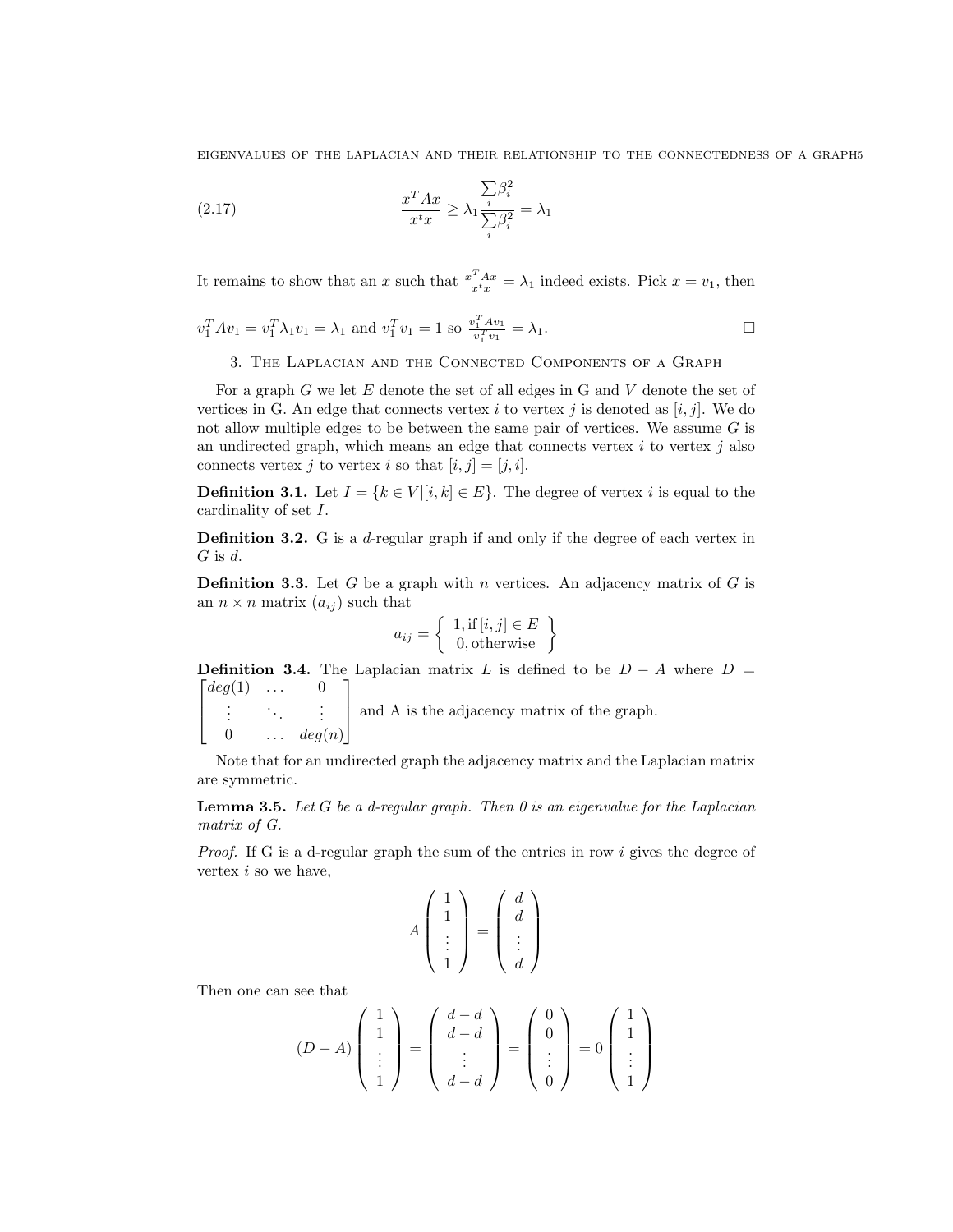$$\frac{x^T A x}{x^t x} \geq \lambda_1 \frac{\sum_i \beta_i^2}{\sum_i \beta_i^2} = \lambda_1 \tag{2.17}$$

It remains to show that an $x$ such that $\frac{x^T Ax}{x^t x} = \lambda_1$ indeed exists. Pick $x = v_1$, then

$v_1^T A v_1 = v_1^T \lambda_1 v_1 = \lambda_1$ and $v_1^T v_1 = 1$ so $\frac{v_1^T A v_1}{v_1^T v_1} = \lambda_1$. □

## 3. The Laplacian and the Connected Components of a Graph

For a graph $G$ we let $E$ denote the set of all edges in G and $V$ denote the set of vertices in G. An edge that connects vertex $i$ to vertex $j$ is denoted as $[i, j]$. We do not allow multiple edges to be between the same pair of vertices. We assume $G$ is an undirected graph, which means an edge that connects vertex $i$ to vertex $j$ also connects vertex $j$ to vertex $i$ so that $[i, j] = [j, i]$.

**Definition 3.1.** Let $I = \{k \in V | [i, k] \in E\}$. The degree of vertex $i$ is equal to the cardinality of set $I$.

**Definition 3.2.** G is a $d$-regular graph if and only if the degree of each vertex in $G$ is $d$.

**Definition 3.3.** Let $G$ be a graph with $n$ vertices. An adjacency matrix of $G$ is an $n \times n$ matrix $(a_{ij})$ such that

$$a_{ij} = \left\{ \begin{array}{c} 1, \text{if } [i, j] \in E \\ 0, \text{otherwise} \end{array} \right\}$$

**Definition 3.4.** The Laplacian matrix $L$ is defined to be $D - A$ where $D = \begin{bmatrix} deg(1) & \dots & 0 \\ \vdots & \ddots & \vdots \\ 0 & \dots & deg(n) \end{bmatrix}$ and A is the adjacency matrix of the graph.

Note that for an undirected graph the adjacency matrix and the Laplacian matrix are symmetric.

**Lemma 3.5.** *Let G be a d-regular graph. Then 0 is an eigenvalue for the Laplacian matrix of G.*

*Proof.* If G is a d-regular graph the sum of the entries in row $i$ gives the degree of vertex $i$ so we have,

$$A \begin{pmatrix} 1 \\ 1 \\ \vdots \\ 1 \end{pmatrix} = \begin{pmatrix} d \\ d \\ \vdots \\ d \end{pmatrix}$$

Then one can see that

$$(D - A) \begin{pmatrix} 1 \\ 1 \\ \vdots \\ 1 \end{pmatrix} = \begin{pmatrix} d - d \\ d - d \\ \vdots \\ d - d \end{pmatrix} = \begin{pmatrix} 0 \\ 0 \\ \vdots \\ 0 \end{pmatrix} = 0 \begin{pmatrix} 1 \\ 1 \\ \vdots \\ 1 \end{pmatrix}$$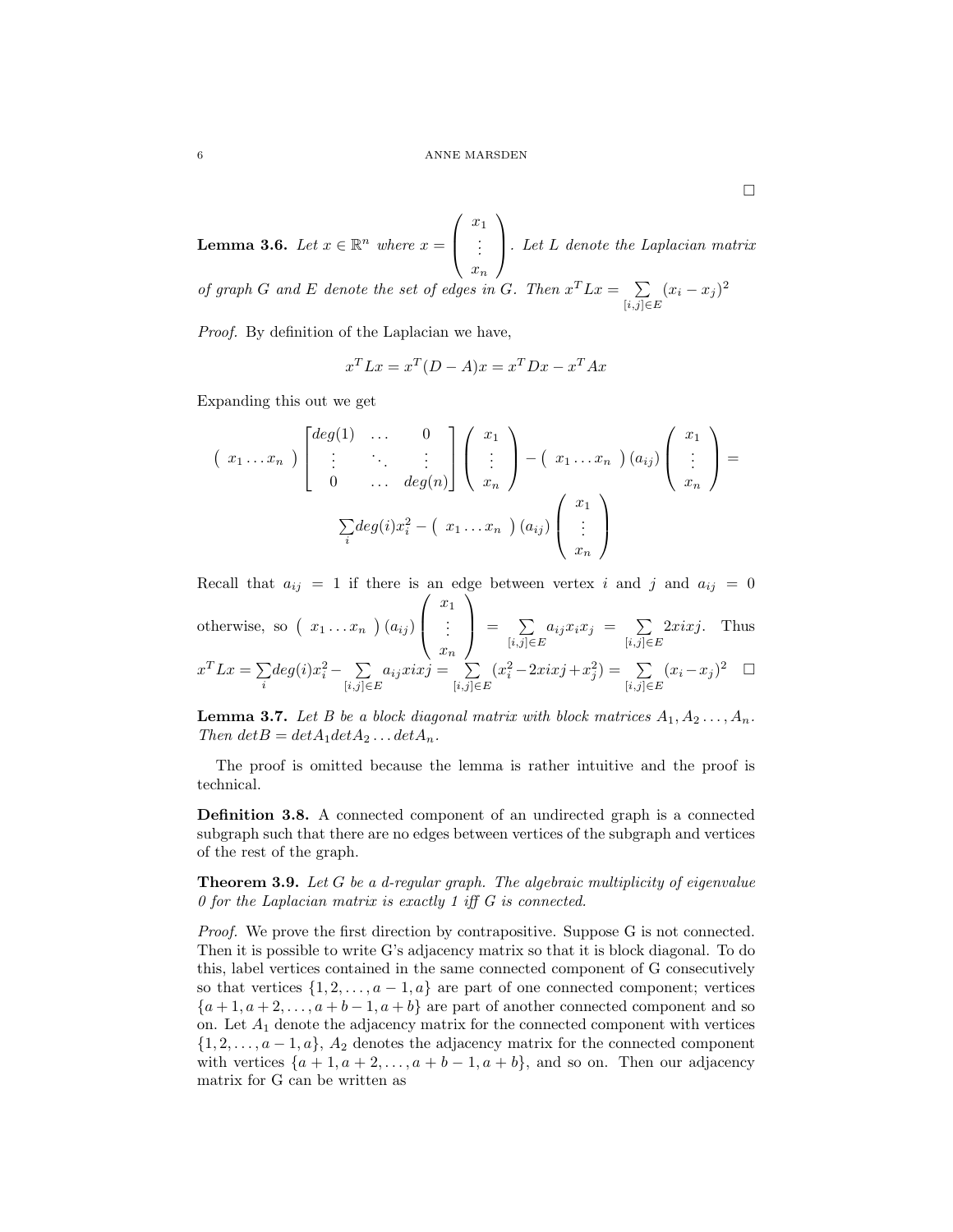$\square$

**Lemma 3.6.** *Let $x \in \mathbb{R}^n$ where $x = \begin{pmatrix} x_1 \\ \vdots \\ x_n \end{pmatrix}$. Let $L$ denote the Laplacian matrix of graph $G$ and $E$ denote the set of edges in $G$. Then $x^T Lx = \sum_{[i,j]\in E} (x_i - x_j)^2$*

*Proof.* By definition of the Laplacian we have,

$$x^T Lx = x^T(D - A)x = x^T Dx - x^T Ax$$

Expanding this out we get

$$\begin{pmatrix} x_1 \dots x_n \end{pmatrix} \begin{bmatrix} deg(1) & \dots & 0 \\ \vdots & \ddots & \vdots \\ 0 & \dots & deg(n) \end{bmatrix} \begin{pmatrix} x_1 \\ \vdots \\ x_n \end{pmatrix} - \begin{pmatrix} x_1 \dots x_n \end{pmatrix} (a_{ij}) \begin{pmatrix} x_1 \\ \vdots \\ x_n \end{pmatrix} =$$

$$\sum_i deg(i) x_i^2 - \begin{pmatrix} x_1 \dots x_n \end{pmatrix} (a_{ij}) \begin{pmatrix} x_1 \\ \vdots \\ x_n \end{pmatrix}$$

Recall that $a_{ij} = 1$ if there is an edge between vertex $i$ and $j$ and $a_{ij} = 0$ otherwise, so $\begin{pmatrix} x_1 \dots x_n \end{pmatrix} (a_{ij}) \begin{pmatrix} x_1 \\ \vdots \\ x_n \end{pmatrix} = \sum_{[i,j]\in E} a_{ij} x_i x_j = \sum_{[i,j]\in E} 2xixj$. Thus $x^T Lx = \sum_i deg(i) x_i^2 - \sum_{[i,j]\in E} a_{ij} xixj = \sum_{[i,j]\in E} (x_i^2 - 2xixj + x_j^2) = \sum_{[i,j]\in E} (x_i - x_j)^2$ $\square$

**Lemma 3.7.** *Let $B$ be a block diagonal matrix with block matrices $A_1, A_2 \dots, A_n$. Then $det B = det A_1 det A_2 \dots det A_n$.*

The proof is omitted because the lemma is rather intuitive and the proof is technical.

**Definition 3.8.** A connected component of an undirected graph is a connected subgraph such that there are no edges between vertices of the subgraph and vertices of the rest of the graph.

**Theorem 3.9.** *Let $G$ be a $d$-regular graph. The algebraic multiplicity of eigenvalue $0$ for the Laplacian matrix is exactly $1$ iff $G$ is connected.*

*Proof.* We prove the first direction by contrapositive. Suppose G is not connected. Then it is possible to write G's adjacency matrix so that it is block diagonal. To do this, label vertices contained in the same connected component of G consecutively so that vertices $\{1, 2, \dots, a-1, a\}$ are part of one connected component; vertices $\{a+1, a+2, \dots, a+b-1, a+b\}$ are part of another connected component and so on. Let $A_1$ denote the adjacency matrix for the connected component with vertices $\{1, 2, \dots, a-1, a\}$, $A_2$ denotes the adjacency matrix for the connected component with vertices $\{a+1, a+2, \dots, a+b-1, a+b\}$, and so on. Then our adjacency matrix for G can be written as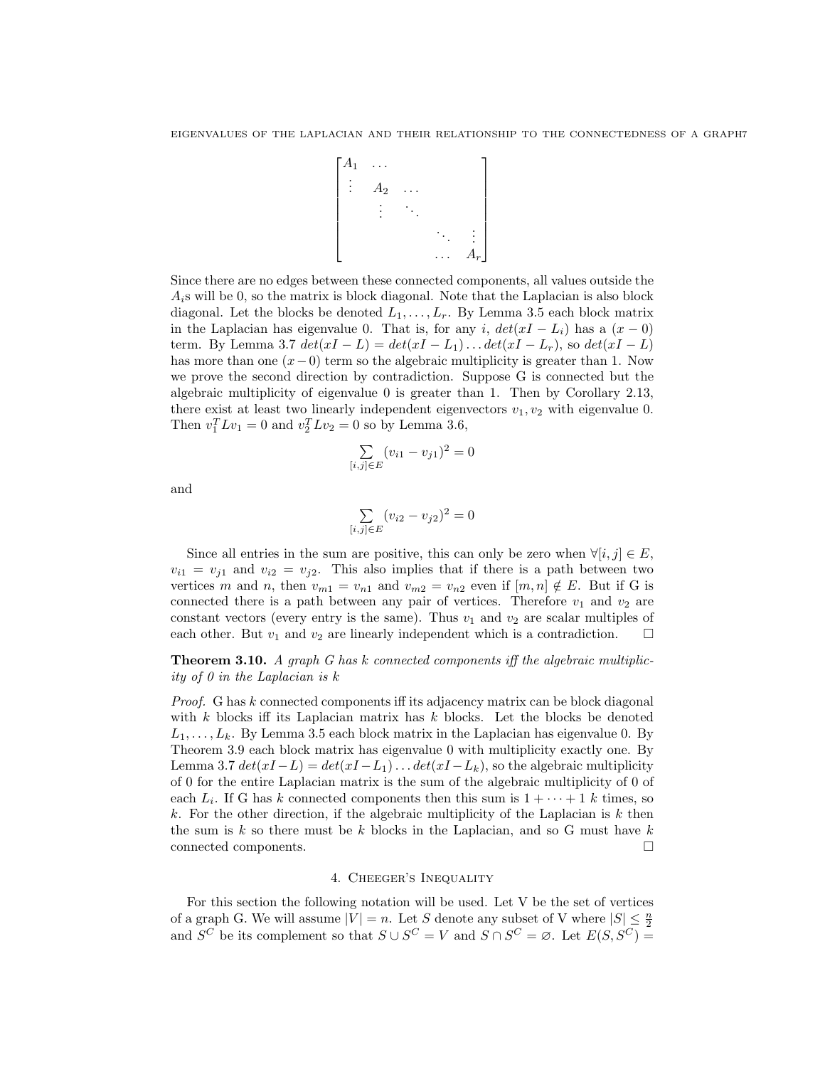$$\begin{bmatrix} A_1 & \dots & & & \\ \vdots & A_2 & \dots & & \\ & \vdots & \ddots & & \\ & & & \ddots & \vdots \\ & & & \dots & A_r \end{bmatrix}$$

Since there are no edges between these connected components, all values outside the $A_i$s will be 0, so the matrix is block diagonal. Note that the Laplacian is also block diagonal. Let the blocks be denoted $L_1, \dots, L_r$. By Lemma 3.5 each block matrix in the Laplacian has eigenvalue 0. That is, for any $i$, $det(xI - L_i)$ has a $(x - 0)$ term. By Lemma 3.7 $det(xI - L) = det(xI - L_1) \dots det(xI - L_r)$, so $det(xI - L)$ has more than one $(x - 0)$ term so the algebraic multiplicity is greater than 1. Now we prove the second direction by contradiction. Suppose G is connected but the algebraic multiplicity of eigenvalue 0 is greater than 1. Then by Corollary 2.13, there exist at least two linearly independent eigenvectors $v_1, v_2$ with eigenvalue 0. Then $v_1^T L v_1 = 0$ and $v_2^T L v_2 = 0$ so by Lemma 3.6,

$$\sum_{[i,j] \in E} (v_{i1} - v_{j1})^2 = 0$$

and

$$\sum_{[i,j] \in E} (v_{i2} - v_{j2})^2 = 0$$

Since all entries in the sum are positive, this can only be zero when $\forall [i, j] \in E$, $v_{i1} = v_{j1}$ and $v_{i2} = v_{j2}$. This also implies that if there is a path between two vertices $m$ and $n$, then $v_{m1} = v_{n1}$ and $v_{m2} = v_{n2}$ even if $[m, n] \notin E$. But if G is connected there is a path between any pair of vertices. Therefore $v_1$ and $v_2$ are constant vectors (every entry is the same). Thus $v_1$ and $v_2$ are scalar multiples of each other. But $v_1$ and $v_2$ are linearly independent which is a contradiction. □

**Theorem 3.10.** *A graph G has k connected components iff the algebraic multiplicity of 0 in the Laplacian is k*

*Proof.* G has $k$ connected components iff its adjacency matrix can be block diagonal with $k$ blocks iff its Laplacian matrix has $k$ blocks. Let the blocks be denoted $L_1, \dots, L_k$. By Lemma 3.5 each block matrix in the Laplacian has eigenvalue 0. By Theorem 3.9 each block matrix has eigenvalue 0 with multiplicity exactly one. By Lemma 3.7 $det(xI - L) = det(xI - L_1) \dots det(xI - L_k)$, so the algebraic multiplicity of 0 for the entire Laplacian matrix is the sum of the algebraic multiplicity of 0 of each $L_i$. If G has $k$ connected components then this sum is $1 + \dots + 1$ $k$ times, so $k$. For the other direction, if the algebraic multiplicity of the Laplacian is $k$ then the sum is $k$ so there must be $k$ blocks in the Laplacian, and so G must have $k$ connected components. □

## 4. Cheeger's Inequality

For this section the following notation will be used. Let V be the set of vertices of a graph G. We will assume $|V| = n$. Let $S$ denote any subset of V where $|S| \leq \frac{n}{2}$ and $S^C$ be its complement so that $S \cup S^C = V$ and $S \cap S^C = \varnothing$. Let $E(S, S^C) =$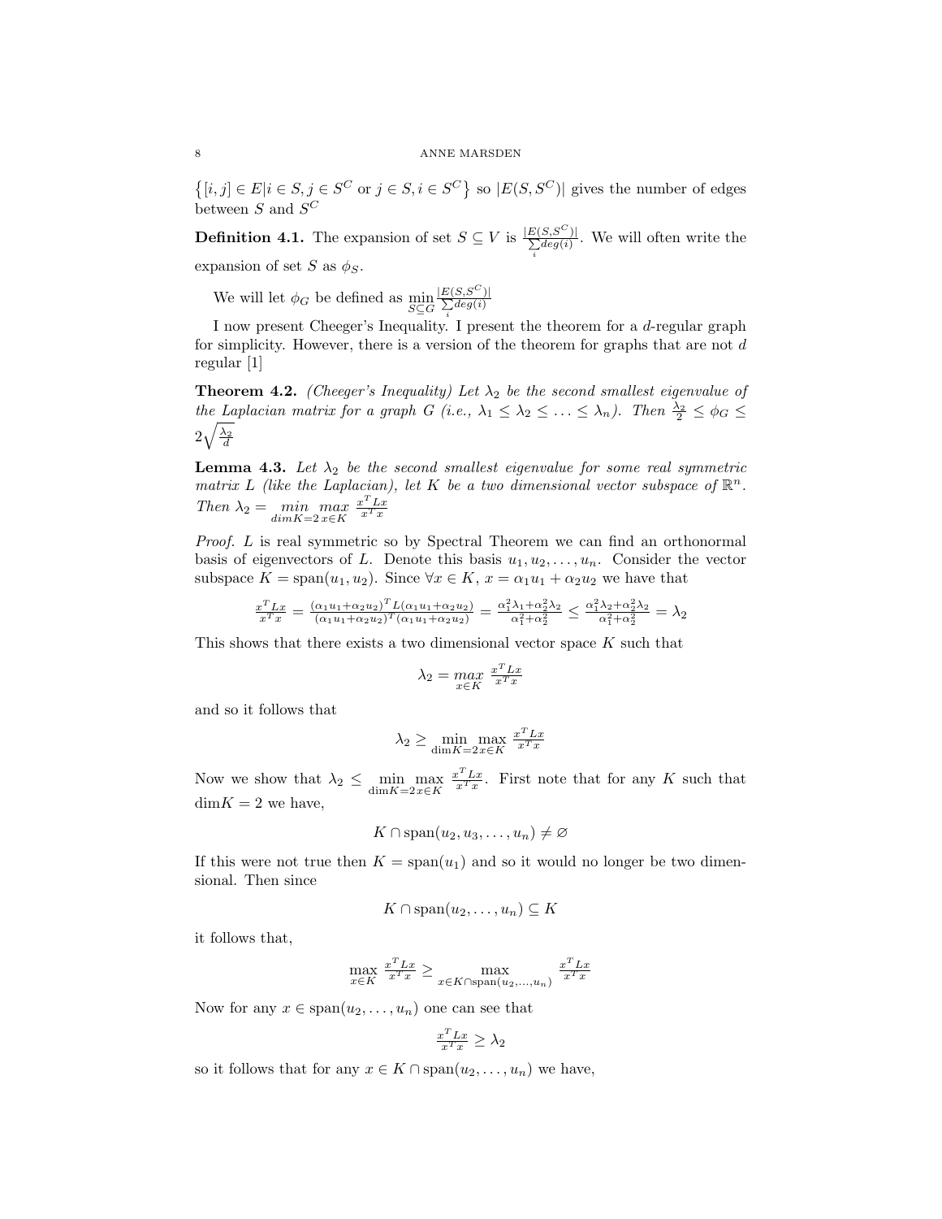$\left\{[i,j] \in E | i \in S, j \in S^C \text{ or } j \in S, i \in S^C\right\}$ so $|E(S, S^C)|$ gives the number of edges between $S$ and $S^C$

**Definition 4.1.** The expansion of set $S \subseteq V$ is $\frac{|E(S,S^C)|}{\sum_i deg(i)}$. We will often write the expansion of set $S$ as $\phi_S$.

We will let $\phi_G$ be defined as $\min_{S \subseteq G} \frac{|E(S,S^C)|}{\sum_i deg(i)}$

I now present Cheeger's Inequality. I present the theorem for a $d$-regular graph for simplicity. However, there is a version of the theorem for graphs that are not $d$ regular [1]

**Theorem 4.2.** *(Cheeger's Inequality) Let $\lambda_2$ be the second smallest eigenvalue of the Laplacian matrix for a graph $G$ (i.e., $\lambda_1 \leq \lambda_2 \leq \ldots \leq \lambda_n$). Then $\frac{\lambda_2}{2} \leq \phi_G \leq 2\sqrt{\frac{\lambda_2}{d}}$*

**Lemma 4.3.** *Let $\lambda_2$ be the second smallest eigenvalue for some real symmetric matrix $L$ (like the Laplacian), let $K$ be a two dimensional vector subspace of $\mathbb{R}^n$. Then $\lambda_2 = \min_{dim K=2} \max_{x \in K} \frac{x^T L x}{x^T x}$*

*Proof.* $L$ is real symmetric so by Spectral Theorem we can find an orthonormal basis of eigenvectors of $L$. Denote this basis $u_1, u_2, \ldots, u_n$. Consider the vector subspace $K = \text{span}(u_1, u_2)$. Since $\forall x \in K$, $x = \alpha_1 u_1 + \alpha_2 u_2$ we have that

$$\frac{x^T L x}{x^T x} = \frac{(\alpha_1 u_1 + \alpha_2 u_2)^T L (\alpha_1 u_1 + \alpha_2 u_2)}{(\alpha_1 u_1 + \alpha_2 u_2)^T (\alpha_1 u_1 + \alpha_2 u_2)} = \frac{\alpha_1^2 \lambda_1 + \alpha_2^2 \lambda_2}{\alpha_1^2 + \alpha_2^2} \leq \frac{\alpha_1^2 \lambda_2 + \alpha_2^2 \lambda_2}{\alpha_1^2 + \alpha_2^2} = \lambda_2$$

This shows that there exists a two dimensional vector space $K$ such that

$$\lambda_2 = \max_{x \in K} \frac{x^T L x}{x^T x}$$

and so it follows that

$$\lambda_2 \geq \min_{\dim K=2} \max_{x \in K} \frac{x^T L x}{x^T x}$$

Now we show that $\lambda_2 \leq \min_{\dim K=2} \max_{x \in K} \frac{x^T L x}{x^T x}$. First note that for any $K$ such that $\dim K = 2$ we have,

$$K \cap \text{span}(u_2, u_3, \ldots, u_n) \neq \varnothing$$

If this were not true then $K = \text{span}(u_1)$ and so it would no longer be two dimensional. Then since

$$K \cap \text{span}(u_2, \ldots, u_n) \subseteq K$$

it follows that,

$$\max_{x \in K} \frac{x^T L x}{x^T x} \geq \max_{x \in K \cap \text{span}(u_2, \ldots, u_n)} \frac{x^T L x}{x^T x}$$

Now for any $x \in \text{span}(u_2, \ldots, u_n)$ one can see that

$$\frac{x^T L x}{x^T x} \geq \lambda_2$$

so it follows that for any $x \in K \cap \text{span}(u_2, \ldots, u_n)$ we have,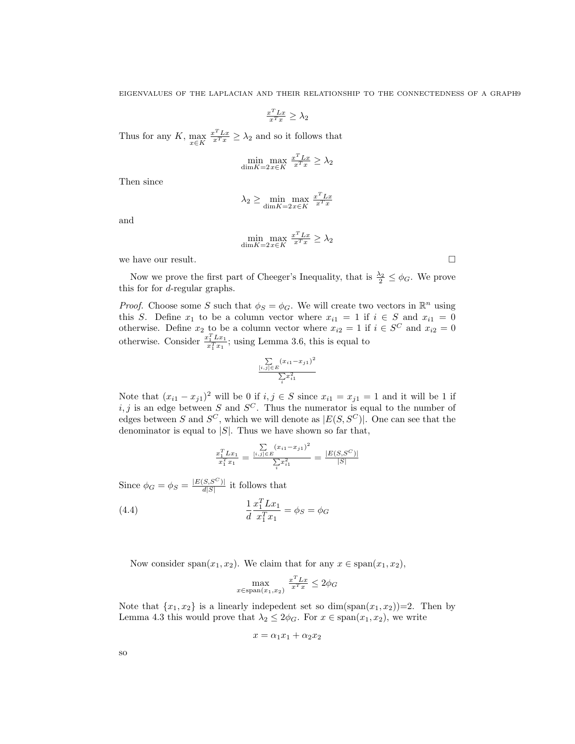$$\frac{x^T L x}{x^T x} \geq \lambda_2$$

Thus for any $K$, $\max_{x \in K} \frac{x^T L x}{x^T x} \geq \lambda_2$ and so it follows that

$$\min_{\dim K = 2} \max_{x \in K} \frac{x^T L x}{x^T x} \geq \lambda_2$$

Then since

$$\lambda_2 \geq \min_{\dim K = 2} \max_{x \in K} \frac{x^T L x}{x^T x}$$

and

$$\min_{\dim K = 2} \max_{x \in K} \frac{x^T L x}{x^T x} \geq \lambda_2$$

we have our result. □

Now we prove the first part of Cheeger's Inequality, that is $\frac{\lambda_2}{2} \leq \phi_G$. We prove this for for $d$-regular graphs.

*Proof.* Choose some $S$ such that $\phi_S = \phi_G$. We will create two vectors in $\mathbb{R}^n$ using this $S$. Define $x_1$ to be a column vector where $x_{i1} = 1$ if $i \in S$ and $x_{i1} = 0$ otherwise. Define $x_2$ to be a column vector where $x_{i2} = 1$ if $i \in S^C$ and $x_{i2} = 0$ otherwise. Consider $\frac{x_1^T L x_1}{x_1^T x_1}$; using Lemma 3.6, this is equal to

$$\frac{\sum_{[i,j] \in E} (x_{i1} - x_{j1})^2}{\sum_i x_{i1}^2}$$

Note that $(x_{i1} - x_{j1})^2$ will be 0 if $i, j \in S$ since $x_{i1} = x_{j1} = 1$ and it will be 1 if $i, j$ is an edge between $S$ and $S^C$. Thus the numerator is equal to the number of edges between $S$ and $S^C$, which we will denote as $|E(S, S^C)|$. One can see that the denominator is equal to $|S|$. Thus we have shown so far that,

$$\frac{x_1^T L x_1}{x_1^T x_1} = \frac{\sum_{[i,j] \in E} (x_{i1} - x_{j1})^2}{\sum_i x_{i1}^2} = \frac{|E(S, S^C)|}{|S|}$$

Since $\phi_G = \phi_S = \frac{|E(S, S^C)|}{d|S|}$ it follows that

$$\frac{1}{d} \frac{x_1^T L x_1}{x_1^T x_1} = \phi_S = \phi_G \tag{4.4}$$

Now consider $\text{span}(x_1, x_2)$. We claim that for any $x \in \text{span}(x_1, x_2)$,

$$\max_{x \in \text{span}(x_1, x_2)} \frac{x^T L x}{x^T x} \leq 2\phi_G$$

Note that $\{x_1, x_2\}$ is a linearly indepedent set so $\dim(\text{span}(x_1, x_2))$=2. Then by Lemma 4.3 this would prove that $\lambda_2 \leq 2\phi_G$. For $x \in \text{span}(x_1, x_2)$, we write

$$x = \alpha_1 x_1 + \alpha_2 x_2$$

so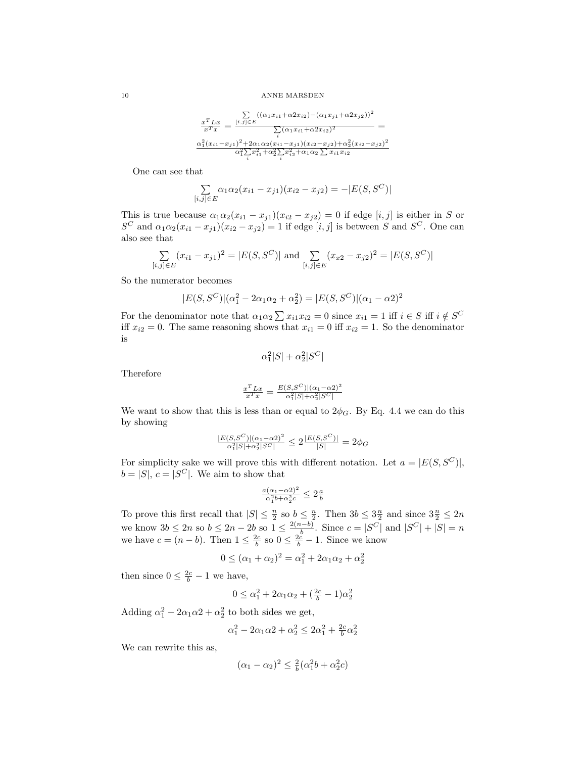$$\frac{x^TLx}{x^Tx} = \frac{\sum\limits_{[i,j]\in E}((\alpha_1 x_{i1}+\alpha 2x_{i2})-(\alpha_1 x_{j1}+\alpha 2x_{j2}))^2}{\sum\limits_{i}(\alpha_1 x_{i1}+\alpha 2x_{i2})^2} =$$

$$\frac{\alpha_1^2(x_{i1}-x_{j1})^2+2\alpha_1\alpha_2(x_{i1}-x_{j1})(x_{i2}-x_{j2})+\alpha_2^2(x_{i2}-x_{j2})^2}{\alpha_1^2\sum\limits_i x_{i1}^2+\alpha_2^2\sum\limits_i x_{i2}^2+\alpha_1\alpha_2\sum x_{i1}x_{i2}}$$

One can see that

$$\sum_{[i,j]\in E}\alpha_1\alpha_2(x_{i1}-x_{j1})(x_{i2}-x_{j2}) = -|E(S,S^C)|$$

This is true because $\alpha_1\alpha_2(x_{i1}-x_{j1})(x_{i2}-x_{j2}) = 0$ if edge $[i,j]$ is either in $S$ or $S^C$ and $\alpha_1\alpha_2(x_{i1}-x_{j1})(x_{i2}-x_{j2}) = 1$ if edge $[i,j]$ is between $S$ and $S^C$. One can also see that

$$\sum_{[i,j]\in E}(x_{i1}-x_{j1})^2 = |E(S,S^C)| \text{ and } \sum_{[i,j]\in E}(x_{x2}-x_{j2})^2 = |E(S,S^C)|$$

So the numerator becomes

$$|E(S,S^C)|(\alpha_1^2-2\alpha_1\alpha_2+\alpha_2^2) = |E(S,S^C)|(\alpha_1-\alpha 2)^2$$

For the denominator note that $\alpha_1\alpha_2\sum x_{i1}x_{i2} = 0$ since $x_{i1}=1$ iff $i\in S$ iff $i\notin S^C$ iff $x_{i2}=0$. The same reasoning shows that $x_{i1}=0$ iff $x_{i2}=1$. So the denominator is

$$\alpha_1^2|S|+\alpha_2^2|S^C|$$

Therefore

$$\frac{x^TLx}{x^Tx} = \frac{E(S,S^C)|(\alpha_1-\alpha 2)^2}{\alpha_1^2|S|+\alpha_2^2|S^C|}$$

We want to show that this is less than or equal to $2\phi_G$. By Eq. 4.4 we can do this by showing

$$\frac{|E(S,S^C)|(\alpha_1-\alpha 2)^2}{\alpha_1^2|S|+\alpha_2^2|S^C|} \le 2\frac{|E(S,S^C)|}{|S|} = 2\phi_G$$

For simplicity sake we will prove this with different notation. Let $a = |E(S,S^C)|$, $b=|S|$, $c=|S^C|$. We aim to show that

$$\frac{a(\alpha_1-\alpha 2)^2}{\alpha_1^2 b+\alpha_2^2 c} \le 2\frac{a}{b}$$

To prove this first recall that $|S|\le\frac{n}{2}$ so $b\le\frac{n}{2}$. Then $3b\le 3\frac{n}{2}$ and since $3\frac{n}{2}\le 2n$ we know $3b\le 2n$ so $b\le 2n-2b$ so $1\le\frac{2(n-b)}{b}$. Since $c=|S^C|$ and $|S^C|+|S|=n$ we have $c=(n-b)$. Then $1\le\frac{2c}{b}$ so $0\le\frac{2c}{b}-1$. Since we know

$$0\le(\alpha_1+\alpha_2)^2 = \alpha_1^2+2\alpha_1\alpha_2+\alpha_2^2$$

then since $0\le\frac{2c}{b}-1$ we have,

$$0\le\alpha_1^2+2\alpha_1\alpha_2+(\tfrac{2c}{b}-1)\alpha_2^2$$

Adding $\alpha_1^2-2\alpha_1\alpha 2+\alpha_2^2$ to both sides we get,

$$\alpha_1^2-2\alpha_1\alpha 2+\alpha_2^2\le 2\alpha_1^2+\tfrac{2c}{b}\alpha_2^2$$

We can rewrite this as,

$$(\alpha_1-\alpha_2)^2\le\tfrac{2}{b}(\alpha_1^2 b+\alpha_2^2 c)$$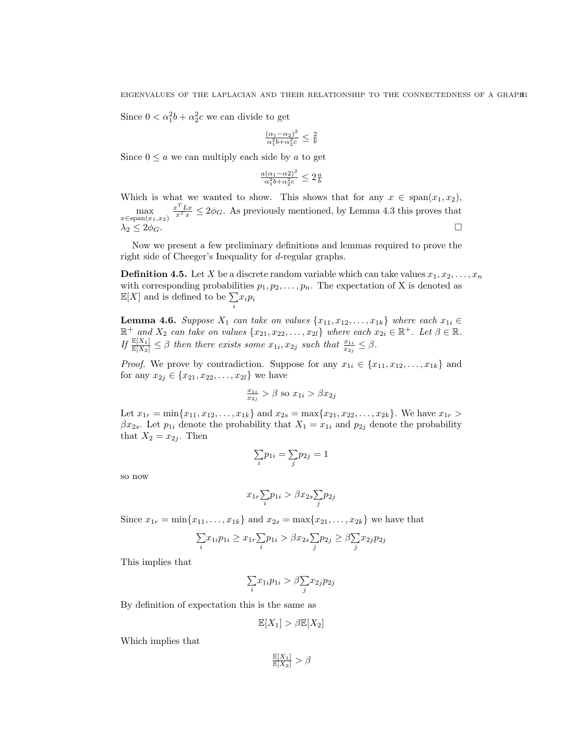Since $0 < \alpha_1^2 b + \alpha_2^2 c$ we can divide to get

$$\frac{(\alpha_1 - \alpha_2)^2}{\alpha_1^2 b + \alpha_2^2 c} \leq \frac{2}{b}$$

Since $0 \leq a$ we can multiply each side by $a$ to get

$$\frac{a(\alpha_1 - \alpha 2)^2}{\alpha_1^2 b + \alpha_2^2 c} \leq 2\frac{a}{b}$$

Which is what we wanted to show. This shows that for any $x \in \text{span}(x_1, x_2)$, $\max_{x \in \text{span}(x_1, x_2)} \frac{x^T L x}{x^T x} \leq 2\phi_G$. As previously mentioned, by Lemma 4.3 this proves that $\lambda_2 \leq 2\phi_G$. $\square$

Now we present a few preliminary definitions and lemmas required to prove the right side of Cheeger's Inequality for $d$-regular graphs.

**Definition 4.5.** Let $X$ be a discrete random variable which can take values $x_1, x_2, \ldots, x_n$ with corresponding probabilities $p_1, p_2, \ldots, p_n$. The expectation of X is denoted as $\mathbb{E}[X]$ and is defined to be $\sum_i x_i p_i$

**Lemma 4.6.** *Suppose $X_1$ can take on values $\{x_{11}, x_{12}, \ldots, x_{1k}\}$ where each $x_{1i} \in \mathbb{R}^+$ and $X_2$ can take on values $\{x_{21}, x_{22}, \ldots, x_{2l}\}$ where each $x_{2i} \in \mathbb{R}^+$. Let $\beta \in \mathbb{R}$. If $\frac{\mathbb{E}[X_1]}{\mathbb{E}[X_2]} \leq \beta$ then there exists some $x_{1i}, x_{2j}$ such that $\frac{x_{1i}}{x_{2j}} \leq \beta$.*

*Proof.* We prove by contradiction. Suppose for any $x_{1i} \in \{x_{11}, x_{12}, \ldots, x_{1k}\}$ and for any $x_{2j} \in \{x_{21}, x_{22}, \ldots, x_{2l}\}$ we have

$$\frac{x_{1i}}{x_{2j}} > \beta \text{ so } x_{1i} > \beta x_{2j}$$

Let $x_{1r} = \min\{x_{11}, x_{12}, \ldots, x_{1k}\}$ and $x_{2s} = \max\{x_{21}, x_{22}, \ldots, x_{2k}\}$. We have $x_{1r} > \beta x_{2s}$. Let $p_{1i}$ denote the probability that $X_1 = x_{1i}$ and $p_{2j}$ denote the probability that $X_2 = x_{2j}$. Then

$$\sum_i p_{1i} = \sum_j p_{2j} = 1$$

so now

$$x_{1r} \sum_i p_{1i} > \beta x_{2s} \sum_j p_{2j}$$

Since $x_{1r} = \min\{x_{11}, \ldots, x_{1k}\}$ and $x_{2s} = \max\{x_{21}, \ldots, x_{2k}\}$ we have that

$$\sum_i x_{1i} p_{1i} \geq x_{1r} \sum_i p_{1i} > \beta x_{2s} \sum_j p_{2j} \geq \beta \sum_j x_{2j} p_{2j}$$

This implies that

$$\sum_i x_{1i} p_{1i} > \beta \sum_j x_{2j} p_{2j}$$

By definition of expectation this is the same as

$$\mathbb{E}[X_1] > \beta \mathbb{E}[X_2]$$

Which implies that

$$\frac{\mathbb{E}[X_1]}{\mathbb{E}[X_2]} > \beta$$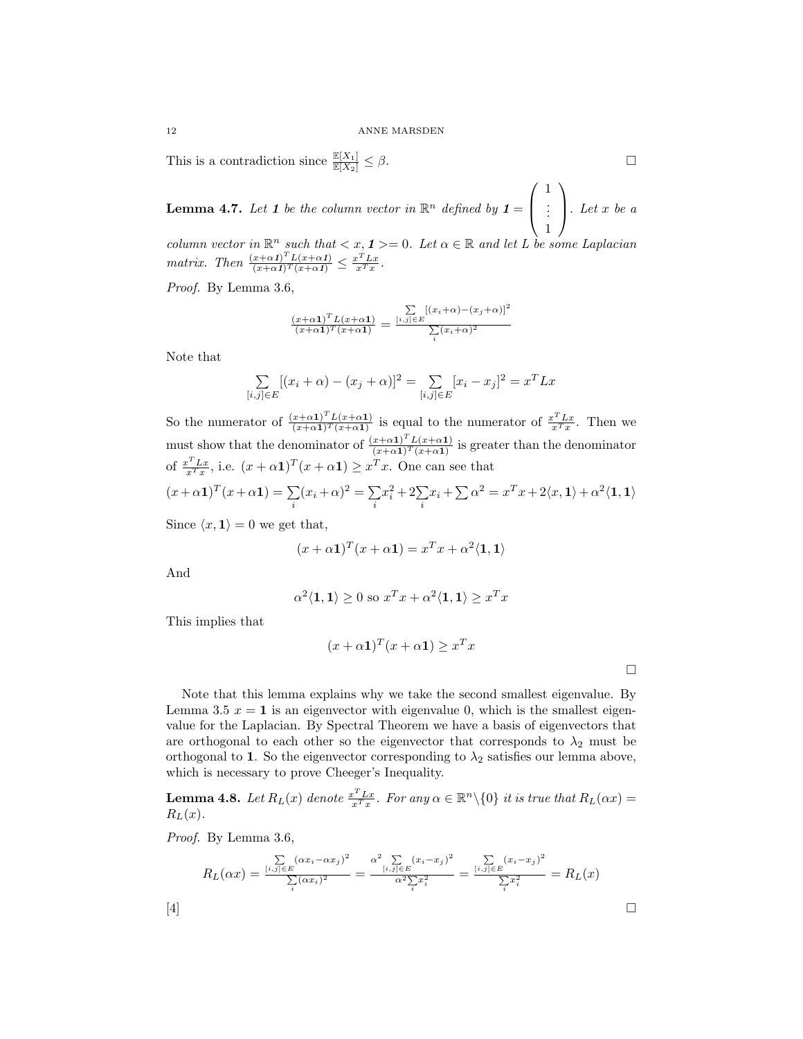This is a contradiction since $\frac{\mathbb{E}[X_1]}{\mathbb{E}[X_2]} \leq \beta$. □

**Lemma 4.7.** *Let* ***1*** *be the column vector in* $\mathbb{R}^n$ *defined by* $\mathbf{1} = \begin{pmatrix} 1 \\ \vdots \\ 1 \end{pmatrix}$. *Let* $x$ *be a column vector in* $\mathbb{R}^n$ *such that* $< x, \mathbf{1} >= 0$. *Let* $\alpha \in \mathbb{R}$ *and let* $L$ *be some Laplacian matrix. Then* $\frac{(x+\alpha\mathbf{1})^T L(x+\alpha\mathbf{1})}{(x+\alpha\mathbf{1})^T(x+\alpha\mathbf{1})} \leq \frac{x^T L x}{x^T x}$.

*Proof.* By Lemma 3.6,

$$\frac{(x+\alpha\mathbf{1})^T L(x+\alpha\mathbf{1})}{(x+\alpha\mathbf{1})^T(x+\alpha\mathbf{1})} = \frac{\sum\limits_{[i,j]\in E}[(x_i+\alpha)-(x_j+\alpha)]^2}{\sum\limits_i (x_i+\alpha)^2}$$

Note that

$$\sum_{[i,j]\in E}[(x_i+\alpha)-(x_j+\alpha)]^2 = \sum_{[i,j]\in E}[x_i-x_j]^2 = x^T L x$$

So the numerator of $\frac{(x+\alpha\mathbf{1})^T L(x+\alpha\mathbf{1})}{(x+\alpha\mathbf{1})^T(x+\alpha\mathbf{1})}$ is equal to the numerator of $\frac{x^T L x}{x^T x}$. Then we must show that the denominator of $\frac{(x+\alpha\mathbf{1})^T L(x+\alpha\mathbf{1})}{(x+\alpha\mathbf{1})^T(x+\alpha\mathbf{1})}$ is greater than the denominator of $\frac{x^T L x}{x^T x}$, i.e. $(x+\alpha\mathbf{1})^T(x+\alpha\mathbf{1}) \geq x^T x$. One can see that

$$(x+\alpha\mathbf{1})^T(x+\alpha\mathbf{1}) = \sum_i (x_i+\alpha)^2 = \sum_i x_i^2 + 2\sum_i x_i + \sum \alpha^2 = x^T x + 2\langle x, \mathbf{1}\rangle + \alpha^2\langle \mathbf{1}, \mathbf{1}\rangle$$

Since $\langle x, \mathbf{1}\rangle = 0$ we get that,

$$(x+\alpha\mathbf{1})^T(x+\alpha\mathbf{1}) = x^T x + \alpha^2\langle \mathbf{1}, \mathbf{1}\rangle$$

And

$$\alpha^2\langle \mathbf{1}, \mathbf{1}\rangle \geq 0 \text{ so } x^T x + \alpha^2\langle \mathbf{1}, \mathbf{1}\rangle \geq x^T x$$

This implies that

$$(x+\alpha\mathbf{1})^T(x+\alpha\mathbf{1}) \geq x^T x$$

□

Note that this lemma explains why we take the second smallest eigenvalue. By Lemma 3.5 $x = \mathbf{1}$ is an eigenvector with eigenvalue 0, which is the smallest eigenvalue for the Laplacian. By Spectral Theorem we have a basis of eigenvectors that are orthogonal to each other so the eigenvector that corresponds to $\lambda_2$ must be orthogonal to $\mathbf{1}$. So the eigenvector corresponding to $\lambda_2$ satisfies our lemma above, which is necessary to prove Cheeger's Inequality.

**Lemma 4.8.** *Let* $R_L(x)$ *denote* $\frac{x^T L x}{x^T x}$. *For any* $\alpha \in \mathbb{R}^n \backslash \{0\}$ *it is true that* $R_L(\alpha x) = R_L(x)$.

*Proof.* By Lemma 3.6,

$$R_L(\alpha x) = \frac{\sum\limits_{[i,j]\in E}(\alpha x_i - \alpha x_j)^2}{\sum\limits_i (\alpha x_i)^2} = \frac{\alpha^2 \sum\limits_{[i,j]\in E}(x_i - x_j)^2}{\alpha^2 \sum\limits_i x_i^2} = \frac{\sum\limits_{[i,j]\in E}(x_i - x_j)^2}{\sum\limits_i x_i^2} = R_L(x)$$

[4] □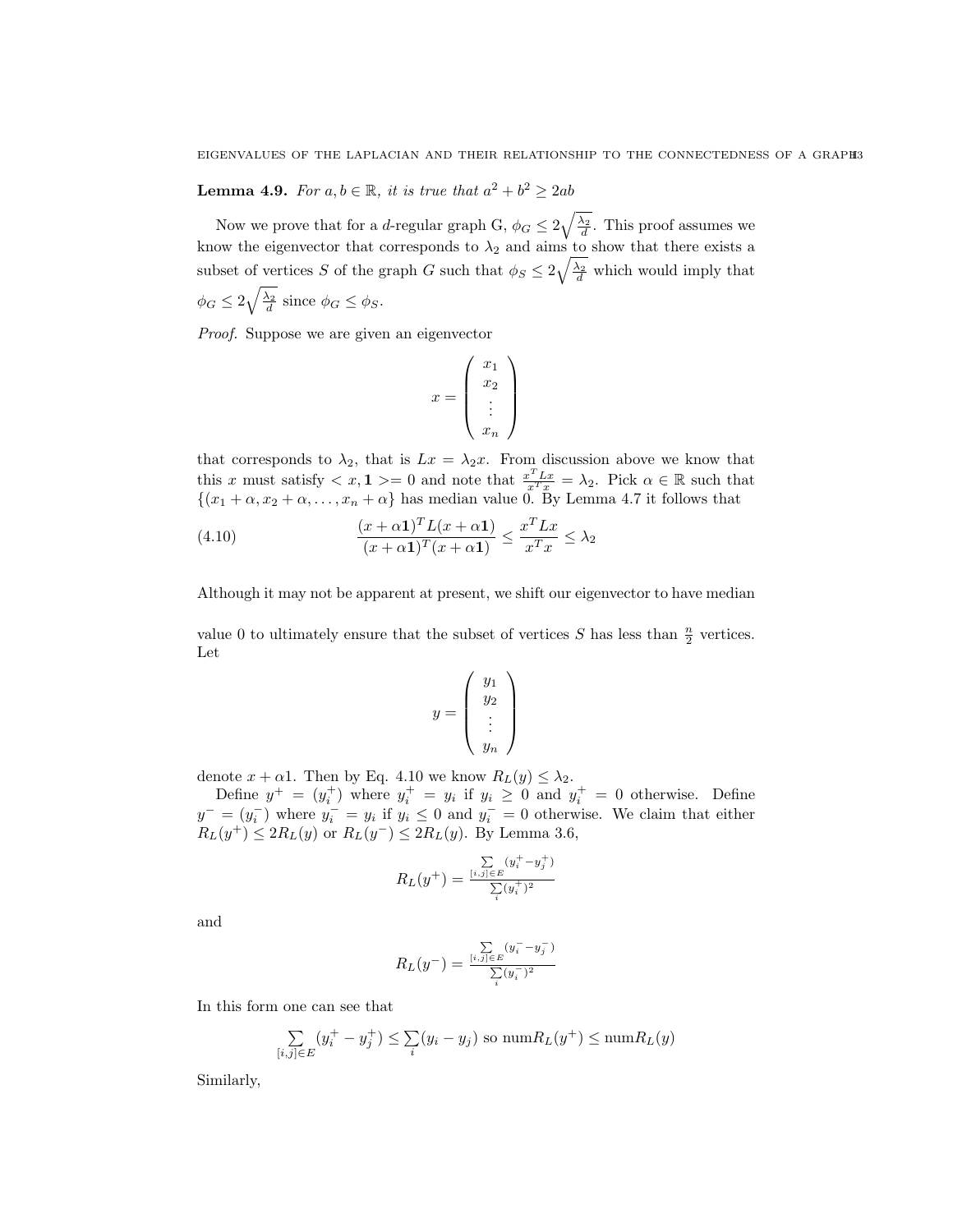**Lemma 4.9.** *For $a, b \in \mathbb{R}$, it is true that $a^2 + b^2 \geq 2ab$*

Now we prove that for a $d$-regular graph G, $\phi_G \leq 2\sqrt{\frac{\lambda_2}{d}}$. This proof assumes we know the eigenvector that corresponds to $\lambda_2$ and aims to show that there exists a subset of vertices $S$ of the graph $G$ such that $\phi_S \leq 2\sqrt{\frac{\lambda_2}{d}}$ which would imply that $\phi_G \leq 2\sqrt{\frac{\lambda_2}{d}}$ since $\phi_G \leq \phi_S$.

*Proof.* Suppose we are given an eigenvector

$$x = \begin{pmatrix} x_1 \\ x_2 \\ \vdots \\ x_n \end{pmatrix}$$

that corresponds to $\lambda_2$, that is $Lx = \lambda_2 x$. From discussion above we know that this $x$ must satisfy $< x, \mathbf{1} >= 0$ and note that $\frac{x^T Lx}{x^T x} = \lambda_2$. Pick $\alpha \in \mathbb{R}$ such that $\{(x_1 + \alpha, x_2 + \alpha, \ldots, x_n + \alpha\}$ has median value 0. By Lemma 4.7 it follows that

$$\frac{(x + \alpha\mathbf{1})^T L(x + \alpha\mathbf{1})}{(x + \alpha\mathbf{1})^T (x + \alpha\mathbf{1})} \leq \frac{x^T Lx}{x^T x} \leq \lambda_2 \tag{4.10}$$

Although it may not be apparent at present, we shift our eigenvector to have median value 0 to ultimately ensure that the subset of vertices $S$ has less than $\frac{n}{2}$ vertices. Let

$$y = \begin{pmatrix} y_1 \\ y_2 \\ \vdots \\ y_n \end{pmatrix}$$

denote $x + \alpha 1$. Then by Eq. 4.10 we know $R_L(y) \leq \lambda_2$.

Define $y^+ = (y_i^+)$ where $y_i^+ = y_i$ if $y_i \geq 0$ and $y_i^+ = 0$ otherwise. Define $y^- = (y_i^-)$ where $y_i^- = y_i$ if $y_i \leq 0$ and $y_i^- = 0$ otherwise. We claim that either $R_L(y^+) \leq 2R_L(y)$ or $R_L(y^-) \leq 2R_L(y)$. By Lemma 3.6,

$$R_L(y^+) = \frac{\sum\limits_{[i,j] \in E} (y_i^+ - y_j^+)}{\sum\limits_i (y_i^+)^2}$$

and

$$R_L(y^-) = \frac{\sum\limits_{[i,j] \in E} (y_i^- - y_j^-)}{\sum\limits_i (y_i^-)^2}$$

In this form one can see that

$$\sum_{[i,j] \in E} (y_i^+ - y_j^+) \leq \sum_i (y_i - y_j) \text{ so } \text{num} R_L(y^+) \leq \text{num} R_L(y)$$

Similarly,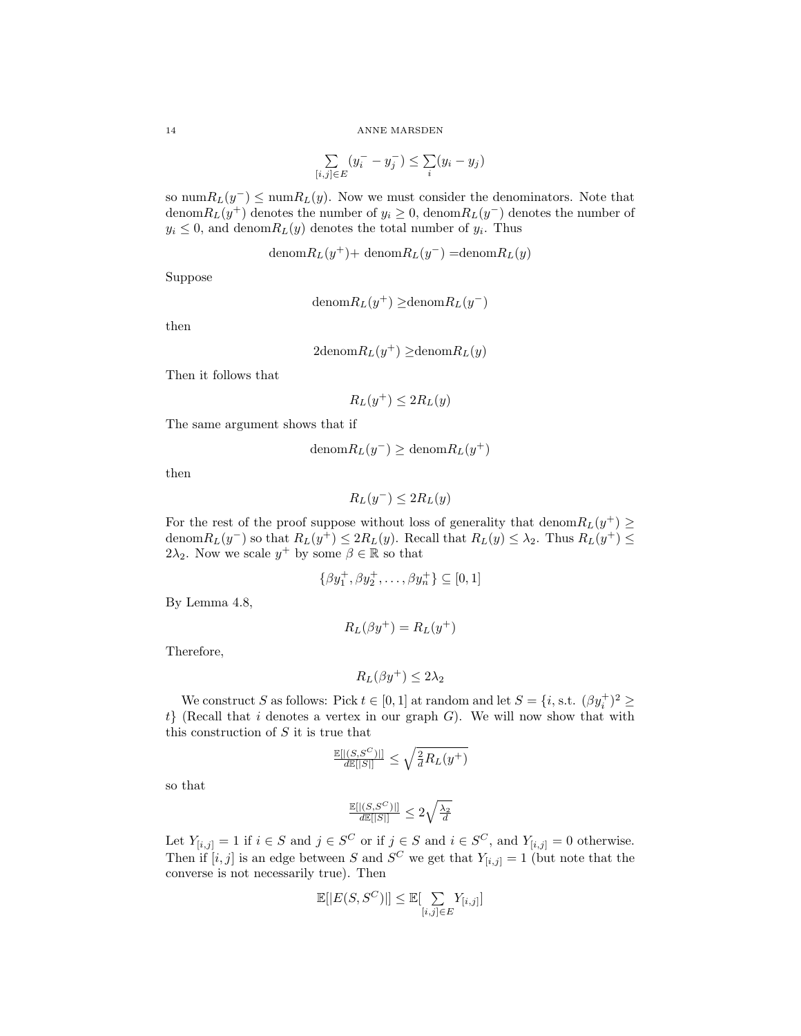$$\sum_{[i,j]\in E}(y_i^- - y_j^-) \leq \sum_i (y_i - y_j)$$

so $\text{num}R_L(y^-) \leq \text{num}R_L(y)$. Now we must consider the denominators. Note that $\text{denom}R_L(y^+)$ denotes the number of $y_i \geq 0$, $\text{denom}R_L(y^-)$ denotes the number of $y_i \leq 0$, and $\text{denom}R_L(y)$ denotes the total number of $y_i$. Thus

$$\text{denom}R_L(y^+) + \text{ denom}R_L(y^-) = \text{denom}R_L(y)$$

Suppose

$$\text{denom}R_L(y^+) \geq \text{denom}R_L(y^-)$$

then

$$2\text{denom}R_L(y^+) \geq \text{denom}R_L(y)$$

Then it follows that

$$R_L(y^+) \leq 2R_L(y)$$

The same argument shows that if

$$\text{denom}R_L(y^-) \geq \text{ denom}R_L(y^+)$$

then

$$R_L(y^-) \leq 2R_L(y)$$

For the rest of the proof suppose without loss of generality that $\text{denom}R_L(y^+) \geq \text{denom}R_L(y^-)$ so that $R_L(y^+) \leq 2R_L(y)$. Recall that $R_L(y) \leq \lambda_2$. Thus $R_L(y^+) \leq 2\lambda_2$. Now we scale $y^+$ by some $\beta \in \mathbb{R}$ so that

$$\{\beta y_1^+, \beta y_2^+, \ldots, \beta y_n^+\} \subseteq [0,1]$$

By Lemma 4.8,

$$R_L(\beta y^+) = R_L(y^+)$$

Therefore,

$$R_L(\beta y^+) \leq 2\lambda_2$$

We construct $S$ as follows: Pick $t \in [0,1]$ at random and let $S = \{i, \text{s.t. } (\beta y_i^+)^2 \geq t\}$ (Recall that $i$ denotes a vertex in our graph $G$). We will now show that with this construction of $S$ it is true that

$$\frac{\mathbb{E}[|(S,S^C)|]}{d\mathbb{E}[|S|]} \leq \sqrt{\frac{2}{d}R_L(y^+)}$$

so that

$$\frac{\mathbb{E}[|(S,S^C)|]}{d\mathbb{E}[|S|]} \leq 2\sqrt{\frac{\lambda_2}{d}}$$

Let $Y_{[i,j]} = 1$ if $i \in S$ and $j \in S^C$ or if $j \in S$ and $i \in S^C$, and $Y_{[i,j]} = 0$ otherwise. Then if $[i,j]$ is an edge between $S$ and $S^C$ we get that $Y_{[i,j]} = 1$ (but note that the converse is not necessarily true). Then

$$\mathbb{E}[|E(S,S^C)|] \leq \mathbb{E}[\sum_{[i,j]\in E} Y_{[i,j]}]$$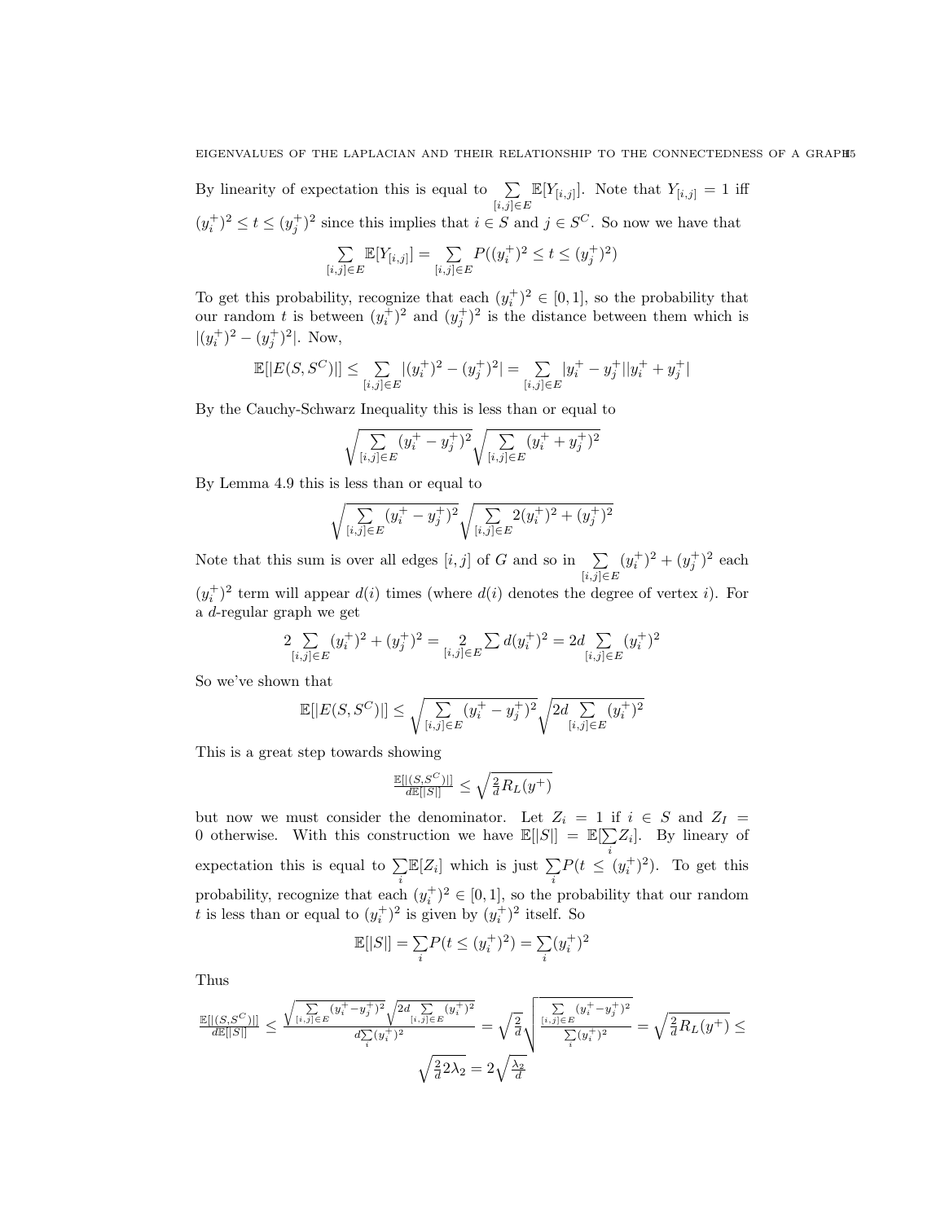By linearity of expectation this is equal to $\sum_{[i,j]\in E} \mathbb{E}[Y_{[i,j]}]$. Note that $Y_{[i,j]} = 1$ iff $(y_i^+)^2 \le t \le (y_j^+)^2$ since this implies that $i \in S$ and $j \in S^C$. So now we have that

$$\sum_{[i,j]\in E} \mathbb{E}[Y_{[i,j]}] = \sum_{[i,j]\in E} P((y_i^+)^2 \le t \le (y_j^+)^2)$$

To get this probability, recognize that each $(y_i^+)^2 \in [0, 1]$, so the probability that our random $t$ is between $(y_i^+)^2$ and $(y_j^+)^2$ is the distance between them which is $|(y_i^+)^2 - (y_j^+)^2|$. Now,

$$\mathbb{E}[|E(S, S^C)|] \le \sum_{[i,j]\in E} |(y_i^+)^2 - (y_j^+)^2| = \sum_{[i,j]\in E} |y_i^+ - y_j^+||y_i^+ + y_j^+|$$

By the Cauchy-Schwarz Inequality this is less than or equal to

$$\sqrt{\sum_{[i,j]\in E} (y_i^+ - y_j^+)^2}\sqrt{\sum_{[i,j]\in E} (y_i^+ + y_j^+)^2}$$

By Lemma 4.9 this is less than or equal to

$$\sqrt{\sum_{[i,j]\in E} (y_i^+ - y_j^+)^2}\sqrt{\sum_{[i,j]\in E} 2(y_i^+)^2 + (y_j^+)^2}$$

Note that this sum is over all edges $[i, j]$ of $G$ and so in $\sum_{[i,j]\in E} (y_i^+)^2 + (y_j^+)^2$ each $(y_i^+)^2$ term will appear $d(i)$ times (where $d(i)$ denotes the degree of vertex $i$). For a $d$-regular graph we get

$$2\sum_{[i,j]\in E} (y_i^+)^2 + (y_j^+)^2 = \underset{[i,j]\in E}{2} \sum d(y_i^+)^2 = 2d \sum_{[i,j]\in E} (y_i^+)^2$$

So we've shown that

$$\mathbb{E}[|E(S, S^C)|] \le \sqrt{\sum_{[i,j]\in E} (y_i^+ - y_j^+)^2}\sqrt{2d \sum_{[i,j]\in E} (y_i^+)^2}$$

This is a great step towards showing

$$\frac{\mathbb{E}[|(S,S^C)|]}{d\mathbb{E}[|S|]} \le \sqrt{\frac{2}{d} R_L(y^+)}$$

but now we must consider the denominator. Let $Z_i = 1$ if $i \in S$ and $Z_I = 0$ otherwise. With this construction we have $\mathbb{E}[|S|] = \mathbb{E}[\sum_i Z_i]$. By lineary of expectation this is equal to $\sum_i \mathbb{E}[Z_i]$ which is just $\sum_i P(t \le (y_i^+)^2)$. To get this probability, recognize that each $(y_i^+)^2 \in [0, 1]$, so the probability that our random $t$ is less than or equal to $(y_i^+)^2$ is given by $(y_i^+)^2$ itself. So

$$\mathbb{E}[|S|] = \sum_i P(t \le (y_i^+)^2) = \sum_i (y_i^+)^2$$

Thus

$$\frac{\mathbb{E}[|(S,S^C)|]}{d\mathbb{E}[|S|]} \le \frac{\sqrt{\sum_{[i,j]\in E} (y_i^+ - y_j^+)^2}\sqrt{2d \sum_{[i,j]\in E} (y_i^+)^2}}{d\sum_i (y_i^+)^2} = \sqrt{\frac{2}{d}}\sqrt{\frac{\sum_{[i,j]\in E} (y_i^+ - y_j^+)^2}{\sum_i (y_i^+)^2}} = \sqrt{\frac{2}{d} R_L(y^+)} \le \sqrt{\frac{2}{d} 2\lambda_2} = 2\sqrt{\frac{\lambda_2}{d}}$$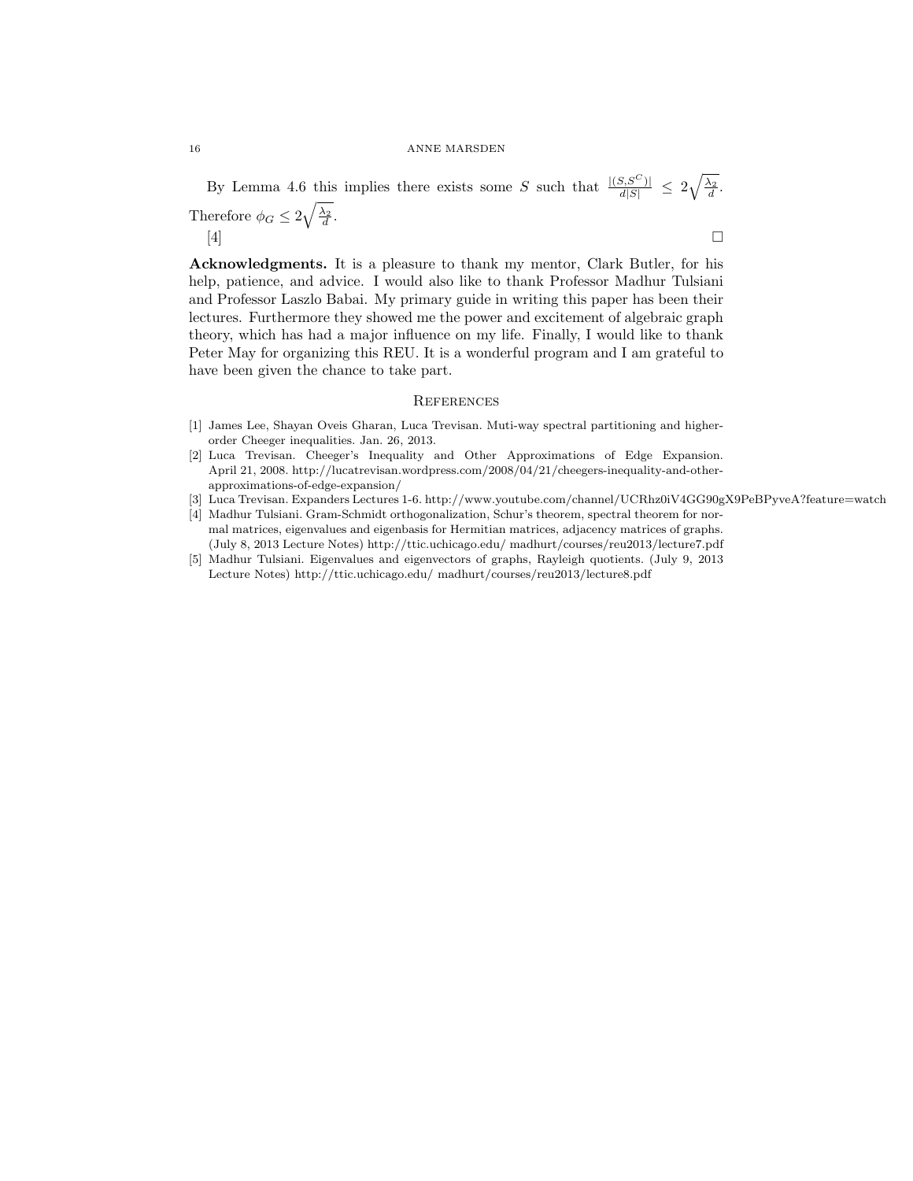By Lemma 4.6 this implies there exists some $S$ such that $\frac{|(S,S^C)|}{d|S|} \leq 2\sqrt{\frac{\lambda_2}{d}}$. Therefore $\phi_G \leq 2\sqrt{\frac{\lambda_2}{d}}$.

[4] □

**Acknowledgments.** It is a pleasure to thank my mentor, Clark Butler, for his help, patience, and advice. I would also like to thank Professor Madhur Tulsiani and Professor Laszlo Babai. My primary guide in writing this paper has been their lectures. Furthermore they showed me the power and excitement of algebraic graph theory, which has had a major influence on my life. Finally, I would like to thank Peter May for organizing this REU. It is a wonderful program and I am grateful to have been given the chance to take part.

## References

[1] James Lee, Shayan Oveis Gharan, Luca Trevisan. Muti-way spectral partitioning and higher-order Cheeger inequalities. Jan. 26, 2013.

[2] Luca Trevisan. Cheeger's Inequality and Other Approximations of Edge Expansion. April 21, 2008. http://lucatrevisan.wordpress.com/2008/04/21/cheegers-inequality-and-other-approximations-of-edge-expansion/

[3] Luca Trevisan. Expanders Lectures 1-6. http://www.youtube.com/channel/UCRhz0iV4GG90gX9PeBPyveA?feature=watch

[4] Madhur Tulsiani. Gram-Schmidt orthogonalization, Schur's theorem, spectral theorem for normal matrices, eigenvalues and eigenbasis for Hermitian matrices, adjacency matrices of graphs. (July 8, 2013 Lecture Notes) http://ttic.uchicago.edu/ madhurt/courses/reu2013/lecture7.pdf

[5] Madhur Tulsiani. Eigenvalues and eigenvectors of graphs, Rayleigh quotients. (July 9, 2013 Lecture Notes) http://ttic.uchicago.edu/ madhurt/courses/reu2013/lecture8.pdf